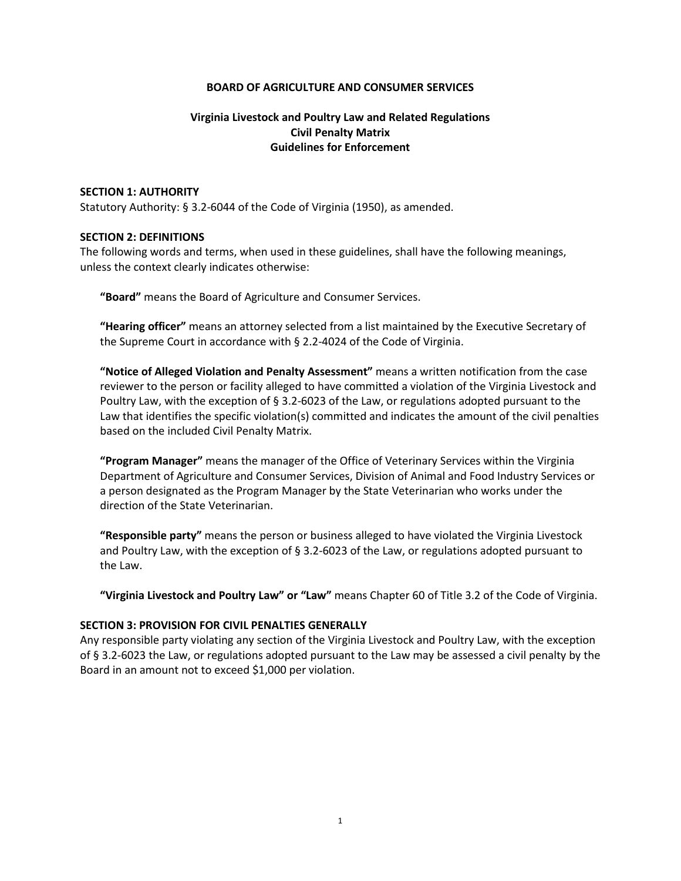**BOARD OF AGRICULTURE AND CONSUMER SERVICES**

**Virginia Livestock and Poultry Law and Related Regulations**
**Civil Penalty Matrix**
**Guidelines for Enforcement**

**SECTION 1: AUTHORITY**

Statutory Authority: § 3.2-6044 of the Code of Virginia (1950), as amended.

**SECTION 2: DEFINITIONS**

The following words and terms, when used in these guidelines, shall have the following meanings, unless the context clearly indicates otherwise:

**"Board"** means the Board of Agriculture and Consumer Services.

**"Hearing officer"** means an attorney selected from a list maintained by the Executive Secretary of the Supreme Court in accordance with § 2.2-4024 of the Code of Virginia.

**"Notice of Alleged Violation and Penalty Assessment"** means a written notification from the case reviewer to the person or facility alleged to have committed a violation of the Virginia Livestock and Poultry Law, with the exception of § 3.2-6023 of the Law, or regulations adopted pursuant to the Law that identifies the specific violation(s) committed and indicates the amount of the civil penalties based on the included Civil Penalty Matrix.

**"Program Manager"** means the manager of the Office of Veterinary Services within the Virginia Department of Agriculture and Consumer Services, Division of Animal and Food Industry Services or a person designated as the Program Manager by the State Veterinarian who works under the direction of the State Veterinarian.

**"Responsible party"** means the person or business alleged to have violated the Virginia Livestock and Poultry Law, with the exception of § 3.2-6023 of the Law, or regulations adopted pursuant to the Law.

**"Virginia Livestock and Poultry Law" or "Law"** means Chapter 60 of Title 3.2 of the Code of Virginia.

**SECTION 3: PROVISION FOR CIVIL PENALTIES GENERALLY**

Any responsible party violating any section of the Virginia Livestock and Poultry Law, with the exception of § 3.2-6023 the Law, or regulations adopted pursuant to the Law may be assessed a civil penalty by the Board in an amount not to exceed $1,000 per violation.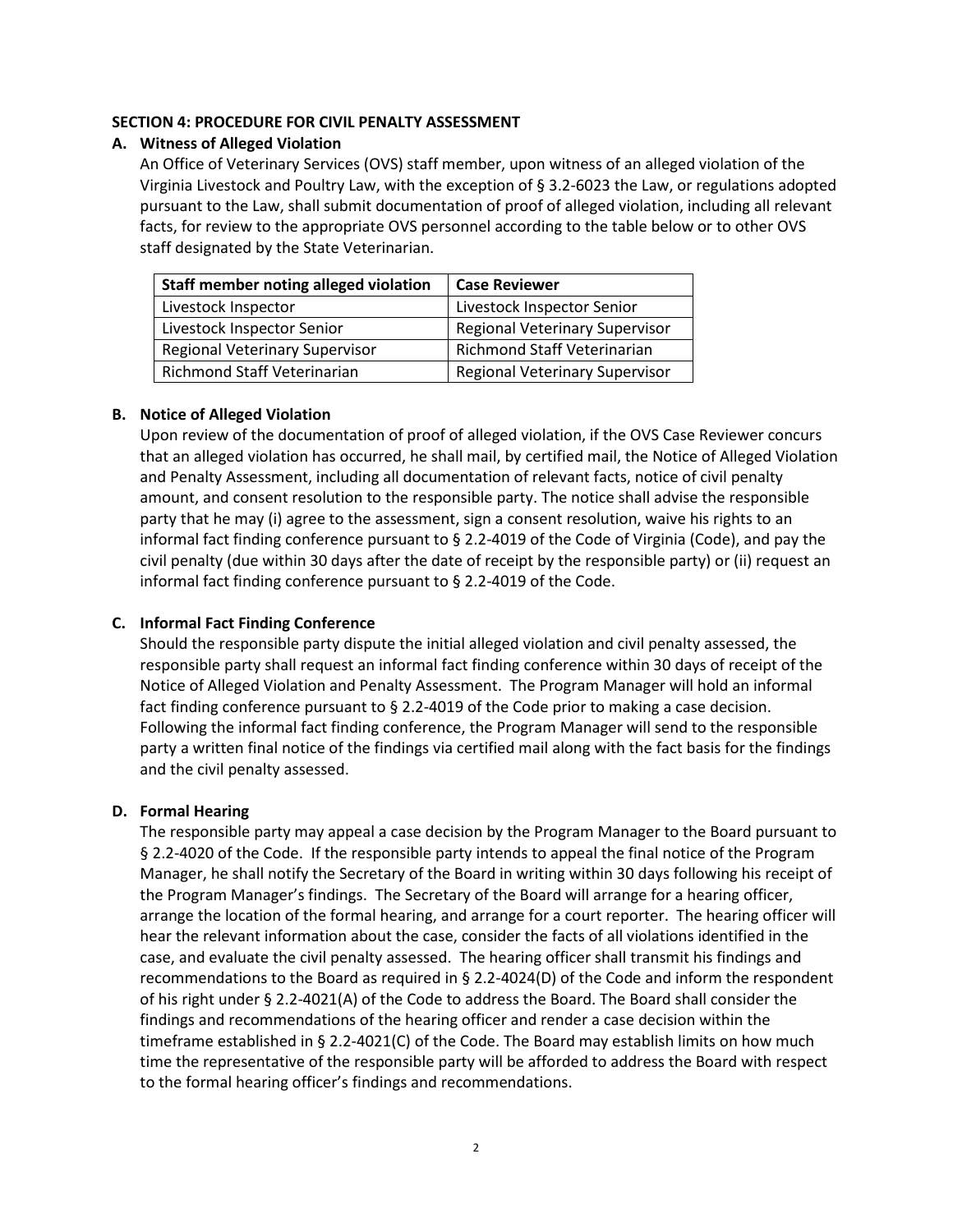## SECTION 4: PROCEDURE FOR CIVIL PENALTY ASSESSMENT

### A. Witness of Alleged Violation

An Office of Veterinary Services (OVS) staff member, upon witness of an alleged violation of the Virginia Livestock and Poultry Law, with the exception of § 3.2-6023 the Law, or regulations adopted pursuant to the Law, shall submit documentation of proof of alleged violation, including all relevant facts, for review to the appropriate OVS personnel according to the table below or to other OVS staff designated by the State Veterinarian.

| Staff member noting alleged violation | Case Reviewer |
| --- | --- |
| Livestock Inspector | Livestock Inspector Senior |
| Livestock Inspector Senior | Regional Veterinary Supervisor |
| Regional Veterinary Supervisor | Richmond Staff Veterinarian |
| Richmond Staff Veterinarian | Regional Veterinary Supervisor |

### B. Notice of Alleged Violation

Upon review of the documentation of proof of alleged violation, if the OVS Case Reviewer concurs that an alleged violation has occurred, he shall mail, by certified mail, the Notice of Alleged Violation and Penalty Assessment, including all documentation of relevant facts, notice of civil penalty amount, and consent resolution to the responsible party. The notice shall advise the responsible party that he may (i) agree to the assessment, sign a consent resolution, waive his rights to an informal fact finding conference pursuant to § 2.2-4019 of the Code of Virginia (Code), and pay the civil penalty (due within 30 days after the date of receipt by the responsible party) or (ii) request an informal fact finding conference pursuant to § 2.2-4019 of the Code.

### C. Informal Fact Finding Conference

Should the responsible party dispute the initial alleged violation and civil penalty assessed, the responsible party shall request an informal fact finding conference within 30 days of receipt of the Notice of Alleged Violation and Penalty Assessment. The Program Manager will hold an informal fact finding conference pursuant to § 2.2-4019 of the Code prior to making a case decision. Following the informal fact finding conference, the Program Manager will send to the responsible party a written final notice of the findings via certified mail along with the fact basis for the findings and the civil penalty assessed.

### D. Formal Hearing

The responsible party may appeal a case decision by the Program Manager to the Board pursuant to § 2.2-4020 of the Code. If the responsible party intends to appeal the final notice of the Program Manager, he shall notify the Secretary of the Board in writing within 30 days following his receipt of the Program Manager's findings. The Secretary of the Board will arrange for a hearing officer, arrange the location of the formal hearing, and arrange for a court reporter. The hearing officer will hear the relevant information about the case, consider the facts of all violations identified in the case, and evaluate the civil penalty assessed. The hearing officer shall transmit his findings and recommendations to the Board as required in § 2.2-4024(D) of the Code and inform the respondent of his right under § 2.2-4021(A) of the Code to address the Board. The Board shall consider the findings and recommendations of the hearing officer and render a case decision within the timeframe established in § 2.2-4021(C) of the Code. The Board may establish limits on how much time the representative of the responsible party will be afforded to address the Board with respect to the formal hearing officer's findings and recommendations.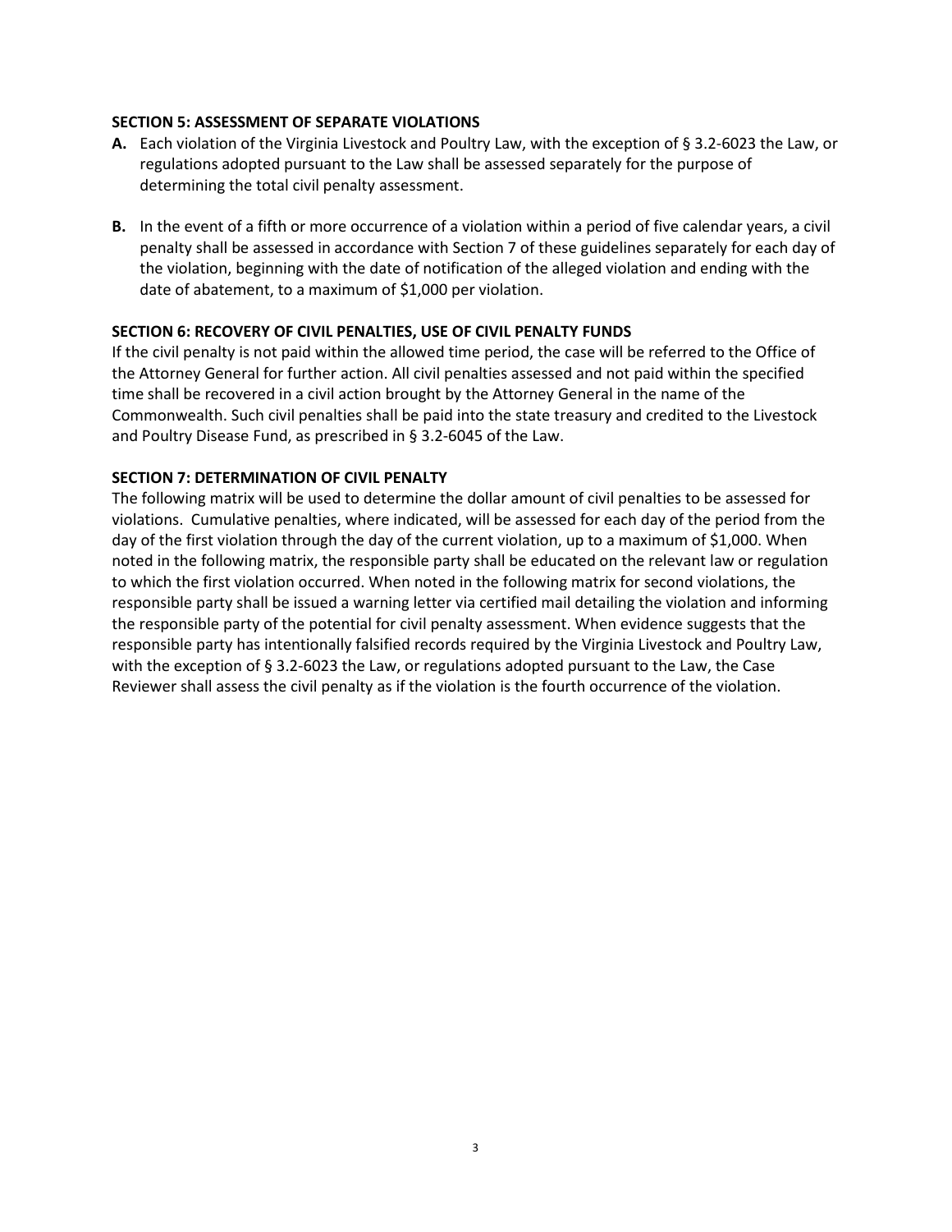**SECTION 5: ASSESSMENT OF SEPARATE VIOLATIONS**

**A.** Each violation of the Virginia Livestock and Poultry Law, with the exception of § 3.2-6023 the Law, or regulations adopted pursuant to the Law shall be assessed separately for the purpose of determining the total civil penalty assessment.

**B.** In the event of a fifth or more occurrence of a violation within a period of five calendar years, a civil penalty shall be assessed in accordance with Section 7 of these guidelines separately for each day of the violation, beginning with the date of notification of the alleged violation and ending with the date of abatement, to a maximum of $1,000 per violation.

**SECTION 6: RECOVERY OF CIVIL PENALTIES, USE OF CIVIL PENALTY FUNDS**

If the civil penalty is not paid within the allowed time period, the case will be referred to the Office of the Attorney General for further action. All civil penalties assessed and not paid within the specified time shall be recovered in a civil action brought by the Attorney General in the name of the Commonwealth. Such civil penalties shall be paid into the state treasury and credited to the Livestock and Poultry Disease Fund, as prescribed in § 3.2-6045 of the Law.

**SECTION 7: DETERMINATION OF CIVIL PENALTY**

The following matrix will be used to determine the dollar amount of civil penalties to be assessed for violations. Cumulative penalties, where indicated, will be assessed for each day of the period from the day of the first violation through the day of the current violation, up to a maximum of $1,000. When noted in the following matrix, the responsible party shall be educated on the relevant law or regulation to which the first violation occurred. When noted in the following matrix for second violations, the responsible party shall be issued a warning letter via certified mail detailing the violation and informing the responsible party of the potential for civil penalty assessment. When evidence suggests that the responsible party has intentionally falsified records required by the Virginia Livestock and Poultry Law, with the exception of § 3.2-6023 the Law, or regulations adopted pursuant to the Law, the Case Reviewer shall assess the civil penalty as if the violation is the fourth occurrence of the violation.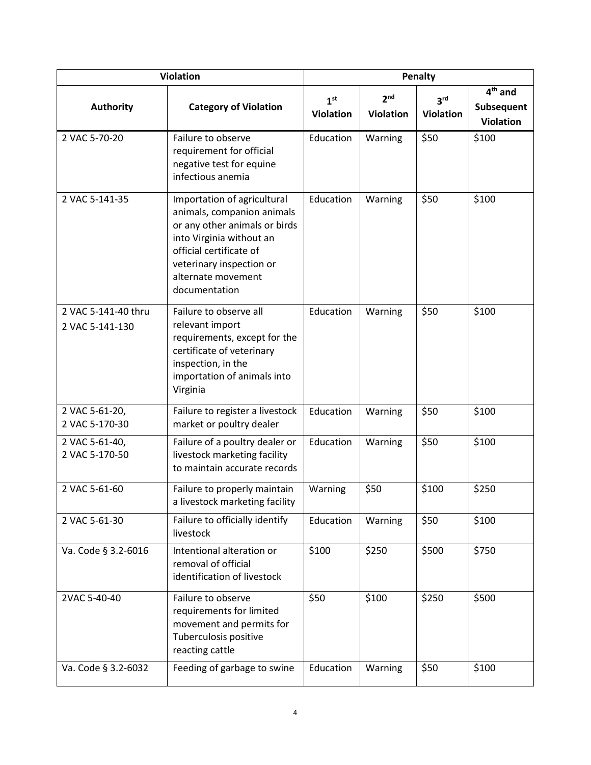| Violation | | Penalty | | | |
|---|---|---|---|---|---|
| **Authority** | **Category of Violation** | **1st Violation** | **2nd Violation** | **3rd Violation** | **4th and Subsequent Violation** |
| 2 VAC 5-70-20 | Failure to observe requirement for official negative test for equine infectious anemia | Education | Warning | $50 | $100 |
| 2 VAC 5-141-35 | Importation of agricultural animals, companion animals or any other animals or birds into Virginia without an official certificate of veterinary inspection or alternate movement documentation | Education | Warning | $50 | $100 |
| 2 VAC 5-141-40 thru 2 VAC 5-141-130 | Failure to observe all relevant import requirements, except for the certificate of veterinary inspection, in the importation of animals into Virginia | Education | Warning | $50 | $100 |
| 2 VAC 5-61-20, 2 VAC 5-170-30 | Failure to register a livestock market or poultry dealer | Education | Warning | $50 | $100 |
| 2 VAC 5-61-40, 2 VAC 5-170-50 | Failure of a poultry dealer or livestock marketing facility to maintain accurate records | Education | Warning | $50 | $100 |
| 2 VAC 5-61-60 | Failure to properly maintain a livestock marketing facility | Warning | $50 | $100 | $250 |
| 2 VAC 5-61-30 | Failure to officially identify livestock | Education | Warning | $50 | $100 |
| Va. Code § 3.2-6016 | Intentional alteration or removal of official identification of livestock | $100 | $250 | $500 | $750 |
| 2VAC 5-40-40 | Failure to observe requirements for limited movement and permits for Tuberculosis positive reacting cattle | $50 | $100 | $250 | $500 |
| Va. Code § 3.2-6032 | Feeding of garbage to swine | Education | Warning | $50 | $100 |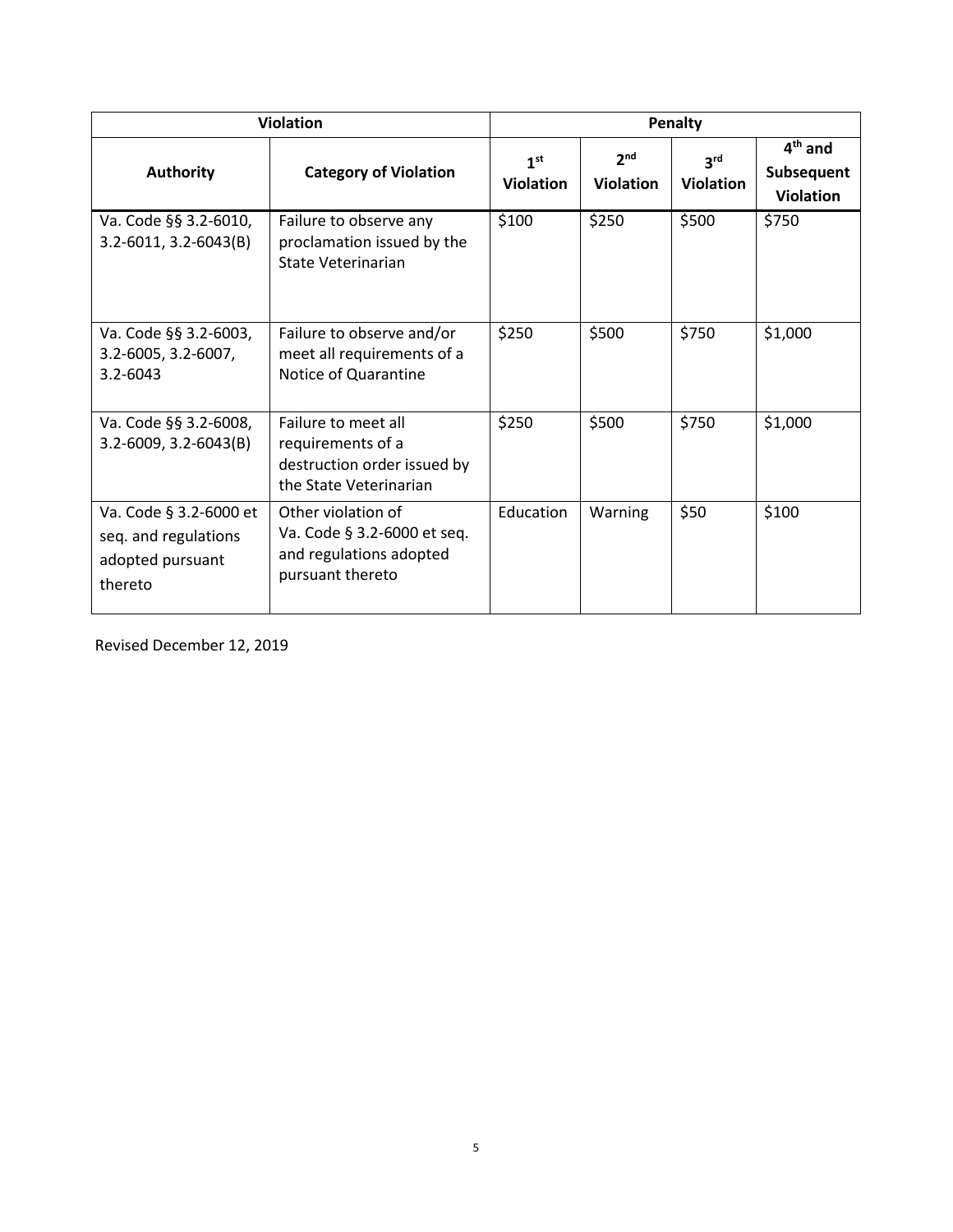| Violation | | Penalty | | | |
|---|---|---|---|---|---|
| **Authority** | **Category of Violation** | **1st Violation** | **2nd Violation** | **3rd Violation** | **4th and Subsequent Violation** |
| Va. Code §§ 3.2-6010, 3.2-6011, 3.2-6043(B) | Failure to observe any proclamation issued by the State Veterinarian | $100 | $250 | $500 | $750 |
| Va. Code §§ 3.2-6003, 3.2-6005, 3.2-6007, 3.2-6043 | Failure to observe and/or meet all requirements of a Notice of Quarantine | $250 | $500 | $750 | $1,000 |
| Va. Code §§ 3.2-6008, 3.2-6009, 3.2-6043(B) | Failure to meet all requirements of a destruction order issued by the State Veterinarian | $250 | $500 | $750 | $1,000 |
| Va. Code § 3.2-6000 et seq. and regulations adopted pursuant thereto | Other violation of Va. Code § 3.2-6000 et seq. and regulations adopted pursuant thereto | Education | Warning | $50 | $100 |

Revised December 12, 2019